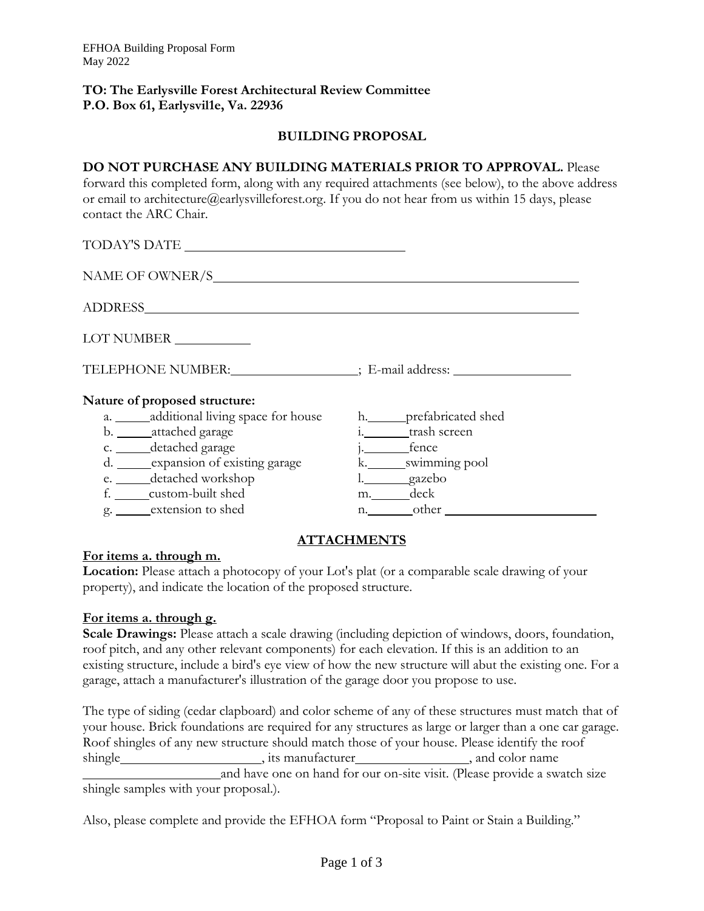EFHOA Building Proposal Form
May 2022

**TO: The Earlysville Forest Architectural Review Committee**
**P.O. Box 61, Earlysvil1e, Va. 22936**

## BUILDING PROPOSAL

**DO NOT PURCHASE ANY BUILDING MATERIALS PRIOR TO APPROVAL.** Please forward this completed form, along with any required attachments (see below), to the above address or email to architecture@earlysvilleforest.org. If you do not hear from us within 15 days, please contact the ARC Chair.

TODAY'S DATE ______________________________

NAME OF OWNER/S__________________________________________________

ADDRESS________________________________________________________

LOT NUMBER __________

TELEPHONE NUMBER:__________________; E-mail address: ________________

**Nature of proposed structure:**

a. _____additional living space for house
b. _____attached garage
c. _____detached garage
d. _____expansion of existing garage
e. _____detached workshop
f. _____custom-built shed
g. _____extension to shed
h._____prefabricated shed
i._______trash screen
j._______fence
k._____swimming pool
l._______gazebo
m._____deck
n._______other ______________________

## ATTACHMENTS

**For items a. through m.**

**Location:** Please attach a photocopy of your Lot's plat (or a comparable scale drawing of your property), and indicate the location of the proposed structure.

**For items a. through g.**

**Scale Drawings:** Please attach a scale drawing (including depiction of windows, doors, foundation, roof pitch, and any other relevant components) for each elevation. If this is an addition to an existing structure, include a bird's eye view of how the new structure will abut the existing one. For a garage, attach a manufacturer's illustration of the garage door you propose to use.

The type of siding (cedar clapboard) and color scheme of any of these structures must match that of your house. Brick foundations are required for any structures as large or larger than a one car garage. Roof shingles of any new structure should match those of your house. Please identify the roof shingle____________________, its manufacturer________________, and color name ____________________and have one on hand for our on-site visit. (Please provide a swatch size shingle samples with your proposal.).

Also, please complete and provide the EFHOA form "Proposal to Paint or Stain a Building."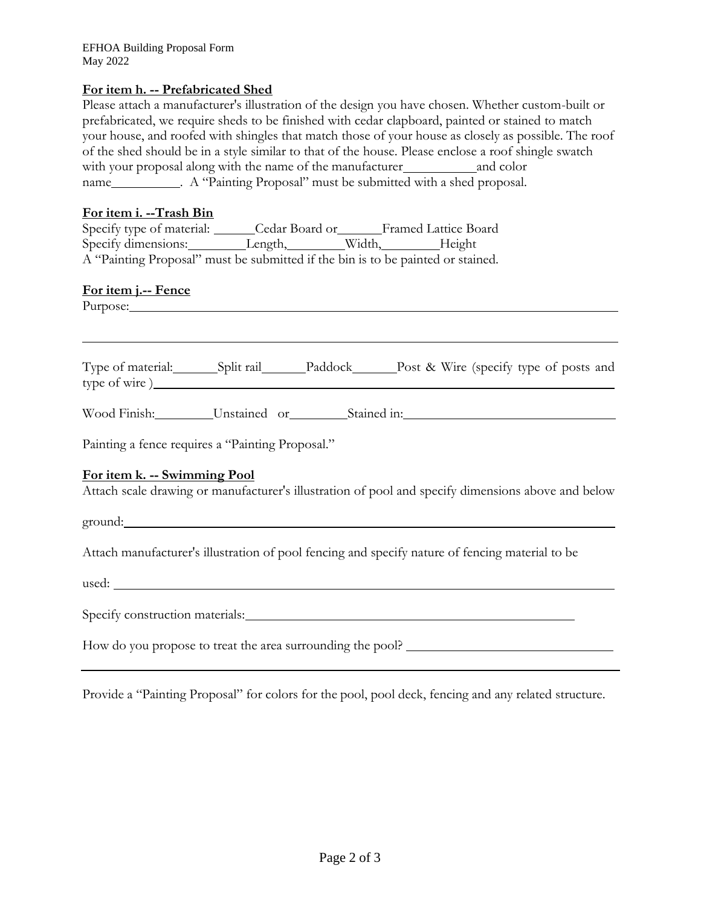**For item h. -- Prefabricated Shed**

Please attach a manufacturer's illustration of the design you have chosen. Whether custom-built or prefabricated, we require sheds to be finished with cedar clapboard, painted or stained to match your house, and roofed with shingles that match those of your house as closely as possible. The roof of the shed should be in a style similar to that of the house. Please enclose a roof shingle swatch with your proposal along with the name of the manufacturer__________ and color name__________. A "Painting Proposal" must be submitted with a shed proposal.

**For item i. --Trash Bin**

Specify type of material: ______Cedar Board or______Framed Lattice Board

Specify dimensions:________Length,________Width,________Height

A "Painting Proposal" must be submitted if the bin is to be painted or stained.

**For item j.-- Fence**

Purpose:______________________________________________________________________

______________________________________________________________________________

Type of material:______Split rail______Paddock______Post & Wire (specify type of posts and type of wire )____________________________________________________________

Wood Finish:________Unstained or________Stained in:______________________________

Painting a fence requires a "Painting Proposal."

**For item k. -- Swimming Pool**

Attach scale drawing or manufacturer's illustration of pool and specify dimensions above and below ground:__________________________________________________________________

Attach manufacturer's illustration of pool fencing and specify nature of fencing material to be used: ______________________________________________________________________

Specify construction materials:_____________________________________________

How do you propose to treat the area surrounding the pool? ______________________________

______________________________________________________________________________

Provide a "Painting Proposal" for colors for the pool, pool deck, fencing and any related structure.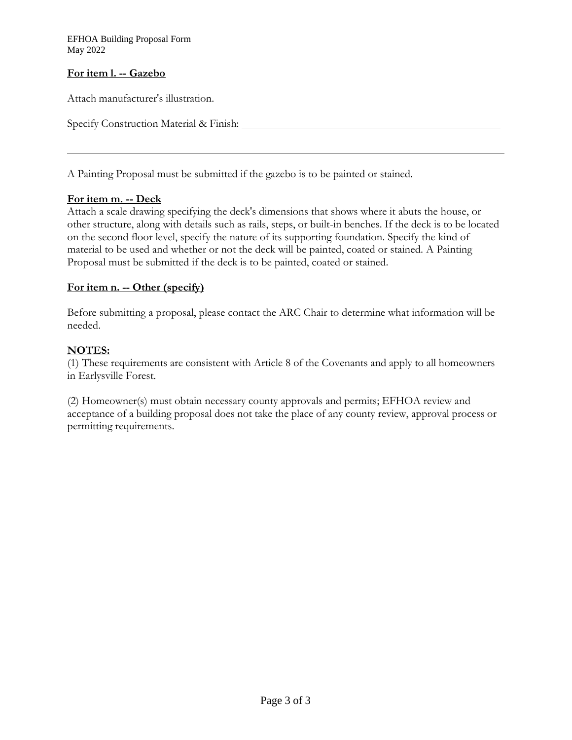**For item l. -- Gazebo**

Attach manufacturer's illustration.

Specify Construction Material & Finish: ____________________________________________

_______________________________________________________________________________

A Painting Proposal must be submitted if the gazebo is to be painted or stained.

**For item m. -- Deck**

Attach a scale drawing specifying the deck's dimensions that shows where it abuts the house, or other structure, along with details such as rails, steps, or built-in benches. If the deck is to be located on the second floor level, specify the nature of its supporting foundation. Specify the kind of material to be used and whether or not the deck will be painted, coated or stained. A Painting Proposal must be submitted if the deck is to be painted, coated or stained.

**For item n. -- Other (specify)**

Before submitting a proposal, please contact the ARC Chair to determine what information will be needed.

**NOTES:**

(1) These requirements are consistent with Article 8 of the Covenants and apply to all homeowners in Earlysville Forest.

(2) Homeowner(s) must obtain necessary county approvals and permits; EFHOA review and acceptance of a building proposal does not take the place of any county review, approval process or permitting requirements.